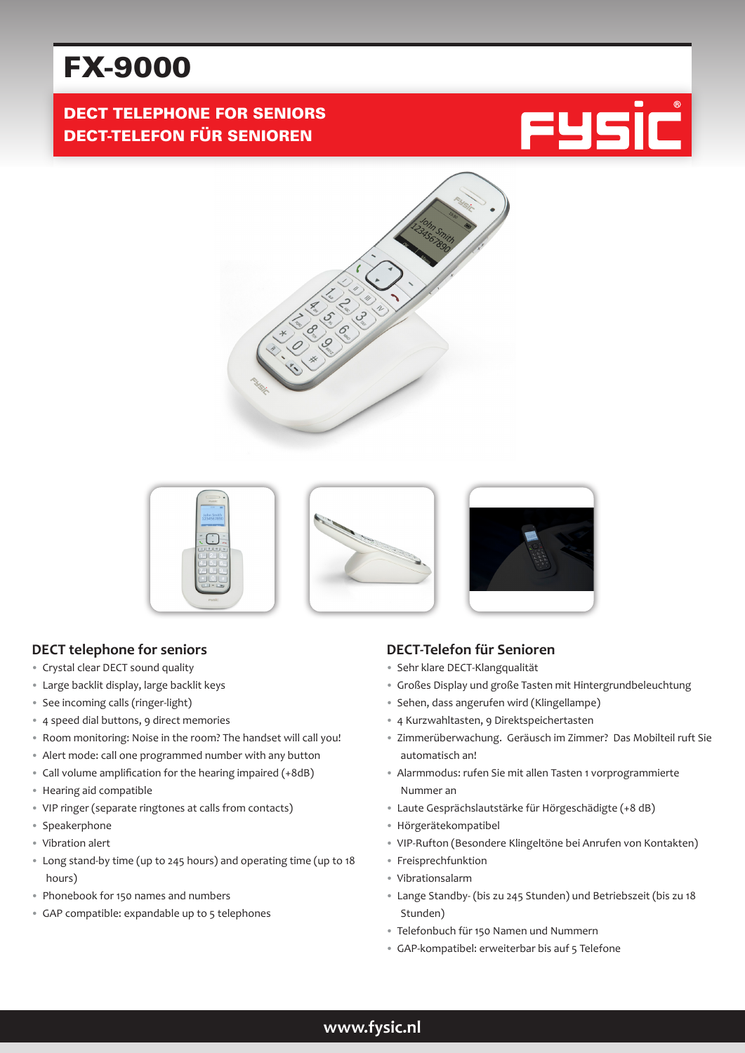# FX-9000

**DECT TELEPHONE FOR SENIORS**
**DECT-TELEFON FÜR SENIOREN**

## DECT telephone for seniors

- Crystal clear DECT sound quality
- Large backlit display, large backlit keys
- See incoming calls (ringer-light)
- 4 speed dial buttons, 9 direct memories
- Room monitoring: Noise in the room? The handset will call you!
- Alert mode: call one programmed number with any button
- Call volume amplification for the hearing impaired (+8dB)
- Hearing aid compatible
- VIP ringer (separate ringtones at calls from contacts)
- Speakerphone
- Vibration alert
- Long stand-by time (up to 245 hours) and operating time (up to 18 hours)
- Phonebook for 150 names and numbers
- GAP compatible: expandable up to 5 telephones

## DECT-Telefon für Senioren

- Sehr klare DECT-Klangqualität
- Großes Display und große Tasten mit Hintergrundbeleuchtung
- Sehen, dass angerufen wird (Klingellampe)
- 4 Kurzwahltasten, 9 Direktspeichertasten
- Zimmerüberwachung. Geräusch im Zimmer? Das Mobilteil ruft Sie automatisch an!
- Alarmmodus: rufen Sie mit allen Tasten 1 vorprogrammierte Nummer an
- Laute Gesprächslautstärke für Hörgeschädigte (+8 dB)
- Hörgerätekompatibel
- VIP-Rufton (Besondere Klingeltöne bei Anrufen von Kontakten)
- Freisprechfunktion
- Vibrationsalarm
- Lange Standby- (bis zu 245 Stunden) und Betriebszeit (bis zu 18 Stunden)
- Telefonbuch für 150 Namen und Nummern
- GAP-kompatibel: erweiterbar bis auf 5 Telefone

**www.fysic.nl**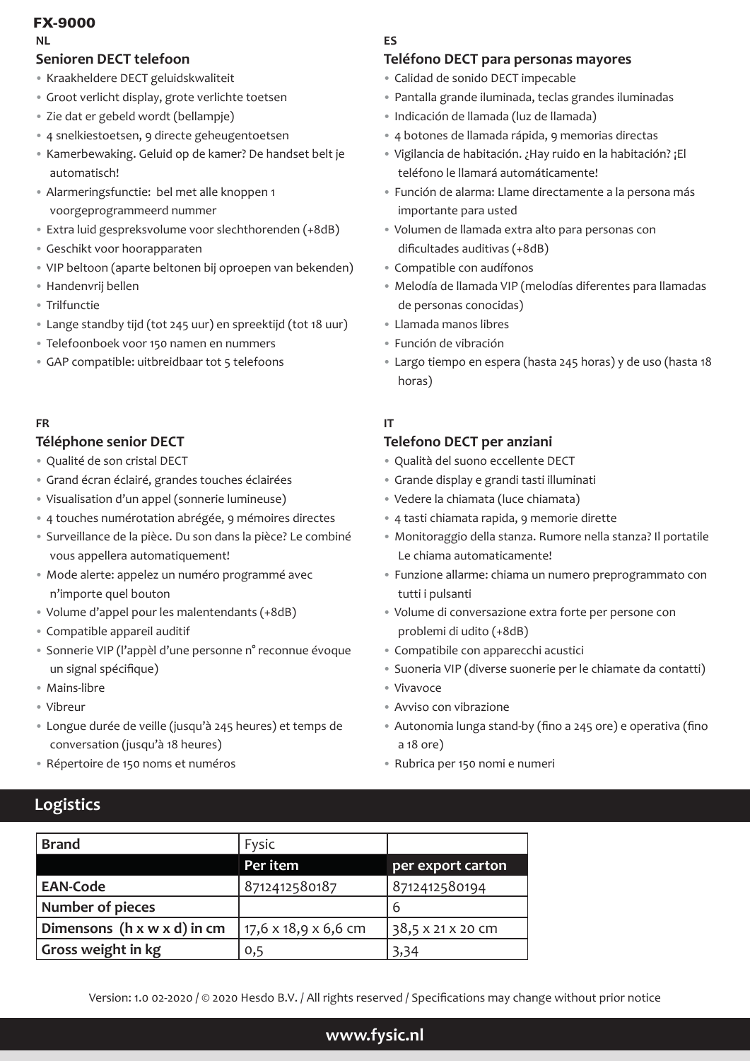**FX-9000**

NL

### Senioren DECT telefoon

- Kraakheldere DECT geluidskwaliteit
- Groot verlicht display, grote verlichte toetsen
- Zie dat er gebeld wordt (bellampje)
- 4 snelkiestoetsen, 9 directe geheugentoetsen
- Kamerbewaking. Geluid op de kamer? De handset belt je automatisch!
- Alarmeringsfunctie: bel met alle knoppen 1 voorgeprogrammeerd nummer
- Extra luid gespreksvolume voor slechthorenden (+8dB)
- Geschikt voor hoorapparaten
- VIP beltoon (aparte beltonen bij oproepen van bekenden)
- Handenvrij bellen
- Trilfunctie
- Lange standby tijd (tot 245 uur) en spreektijd (tot 18 uur)
- Telefoonboek voor 150 namen en nummers
- GAP compatible: uitbreidbaar tot 5 telefoons

ES

### Teléfono DECT para personas mayores

- Calidad de sonido DECT impecable
- Pantalla grande iluminada, teclas grandes iluminadas
- Indicación de llamada (luz de llamada)
- 4 botones de llamada rápida, 9 memorias directas
- Vigilancia de habitación. ¿Hay ruido en la habitación? ¡El teléfono le llamará automáticamente!
- Función de alarma: Llame directamente a la persona más importante para usted
- Volumen de llamada extra alto para personas con dificultades auditivas (+8dB)
- Compatible con audífonos
- Melodía de llamada VIP (melodías diferentes para llamadas de personas conocidas)
- Llamada manos libres
- Función de vibración
- Largo tiempo en espera (hasta 245 horas) y de uso (hasta 18 horas)

FR

### Téléphone senior DECT

- Qualité de son cristal DECT
- Grand écran éclairé, grandes touches éclairées
- Visualisation d'un appel (sonnerie lumineuse)
- 4 touches numérotation abrégée, 9 mémoires directes
- Surveillance de la pièce. Du son dans la pièce? Le combiné vous appellera automatiquement!
- Mode alerte: appelez un numéro programmé avec n'importe quel bouton
- Volume d'appel pour les malentendants (+8dB)
- Compatible appareil auditif
- Sonnerie VIP (l'appèl d'une personne n° reconnue évoque un signal spécifique)
- Mains-libre
- Vibreur
- Longue durée de veille (jusqu'à 245 heures) et temps de conversation (jusqu'à 18 heures)
- Répertoire de 150 noms et numéros

IT

### Telefono DECT per anziani

- Qualità del suono eccellente DECT
- Grande display e grandi tasti illuminati
- Vedere la chiamata (luce chiamata)
- 4 tasti chiamata rapida, 9 memorie dirette
- Monitoraggio della stanza. Rumore nella stanza? Il portatile Le chiama automaticamente!
- Funzione allarme: chiama un numero preprogrammato con tutti i pulsanti
- Volume di conversazione extra forte per persone con problemi di udito (+8dB)
- Compatibile con apparecchi acustici
- Suoneria VIP (diverse suonerie per le chiamate da contatti)
- Vivavoce
- Avviso con vibrazione
- Autonomia lunga stand-by (fino a 245 ore) e operativa (fino a 18 ore)
- Rubrica per 150 nomi e numeri

## Logistics

| Brand | Fysic | |
|---|---|---|
| | Per item | per export carton |
| EAN-Code | 8712412580187 | 8712412580194 |
| Number of pieces | | 6 |
| Dimensons (h x w x d) in cm | 17,6 x 18,9 x 6,6 cm | 38,5 x 21 x 20 cm |
| Gross weight in kg | 0,5 | 3,34 |

Version: 1.0 02-2020 / © 2020 Hesdo B.V. / All rights reserved / Specifications may change without prior notice

www.fysic.nl